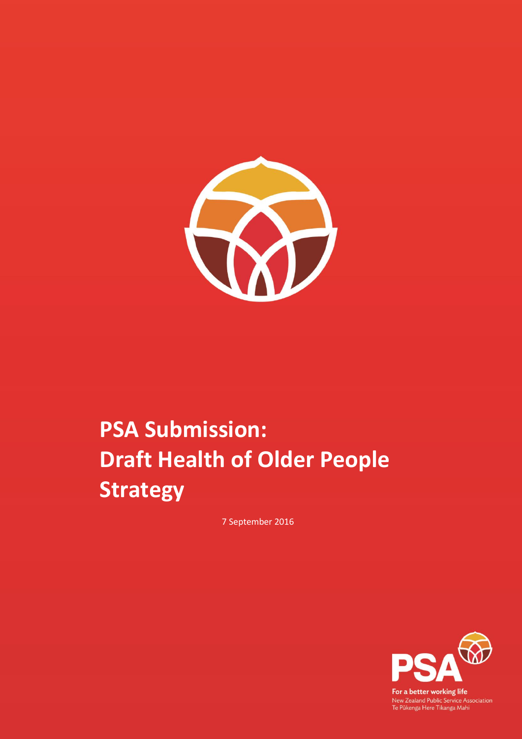# PSA Submission: Draft Health of Older People Strategy

7 September 2016

For a better working life
New Zealand Public Service Association
Te Pūkenga Here Tikanga Mahi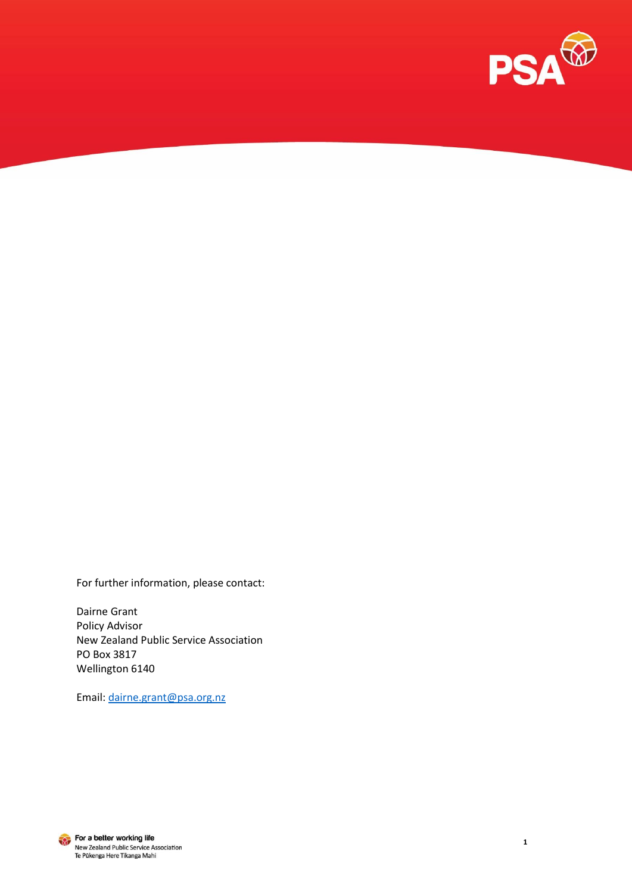For further information, please contact:

Dairne Grant
Policy Advisor
New Zealand Public Service Association
PO Box 3817
Wellington 6140

Email: dairne.grant@psa.org.nz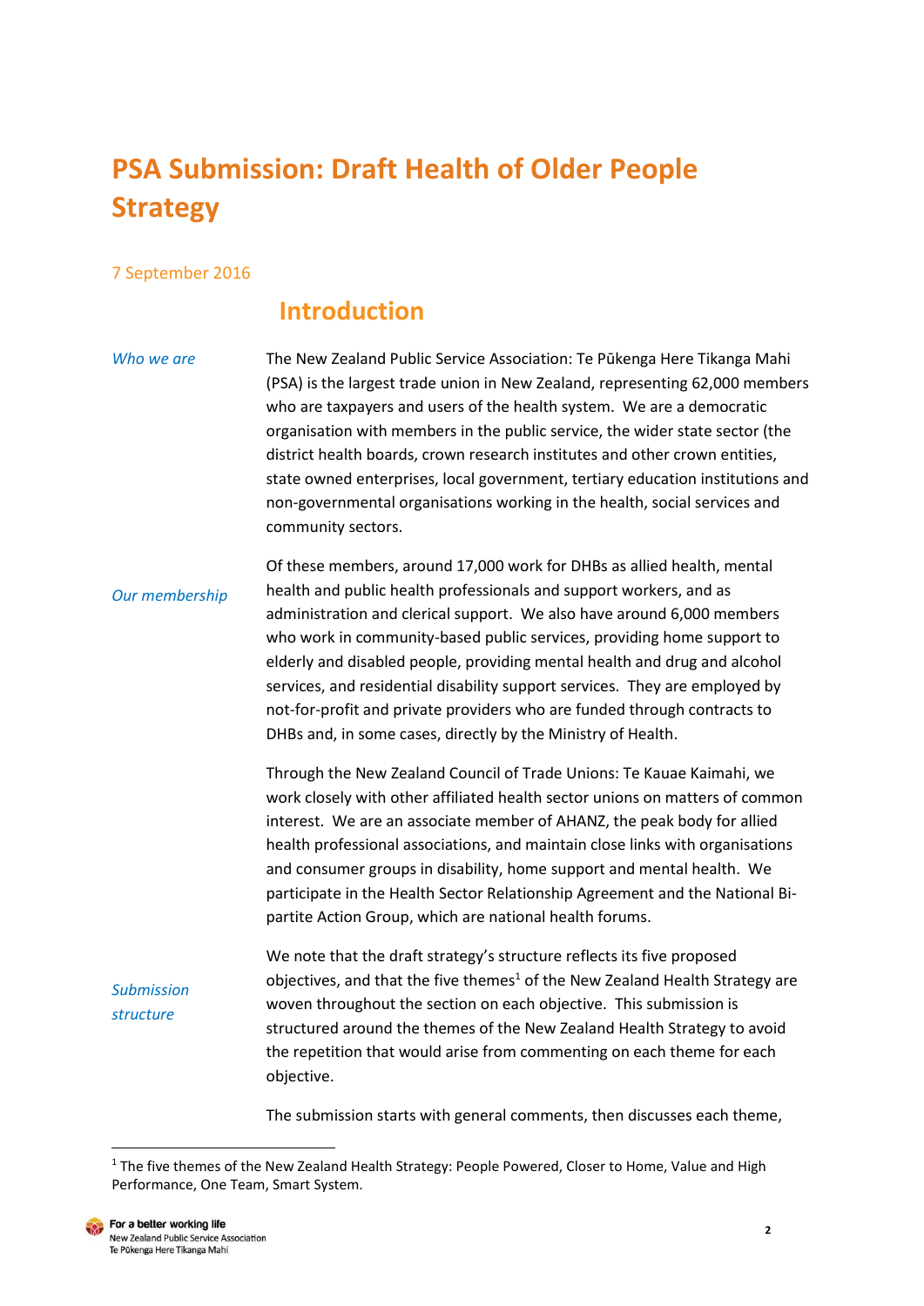# PSA Submission: Draft Health of Older People Strategy

7 September 2016

## Introduction

*Who we are*

The New Zealand Public Service Association: Te Pūkenga Here Tikanga Mahi (PSA) is the largest trade union in New Zealand, representing 62,000 members who are taxpayers and users of the health system. We are a democratic organisation with members in the public service, the wider state sector (the district health boards, crown research institutes and other crown entities, state owned enterprises, local government, tertiary education institutions and non-governmental organisations working in the health, social services and community sectors.

*Our membership*

Of these members, around 17,000 work for DHBs as allied health, mental health and public health professionals and support workers, and as administration and clerical support. We also have around 6,000 members who work in community-based public services, providing home support to elderly and disabled people, providing mental health and drug and alcohol services, and residential disability support services. They are employed by not-for-profit and private providers who are funded through contracts to DHBs and, in some cases, directly by the Ministry of Health.

Through the New Zealand Council of Trade Unions: Te Kauae Kaimahi, we work closely with other affiliated health sector unions on matters of common interest. We are an associate member of AHANZ, the peak body for allied health professional associations, and maintain close links with organisations and consumer groups in disability, home support and mental health. We participate in the Health Sector Relationship Agreement and the National Bi-partite Action Group, which are national health forums.

*Submission structure*

We note that the draft strategy's structure reflects its five proposed objectives, and that the five themes[1] of the New Zealand Health Strategy are woven throughout the section on each objective. This submission is structured around the themes of the New Zealand Health Strategy to avoid the repetition that would arise from commenting on each theme for each objective.

The submission starts with general comments, then discusses each theme,

[1] The five themes of the New Zealand Health Strategy: People Powered, Closer to Home, Value and High Performance, One Team, Smart System.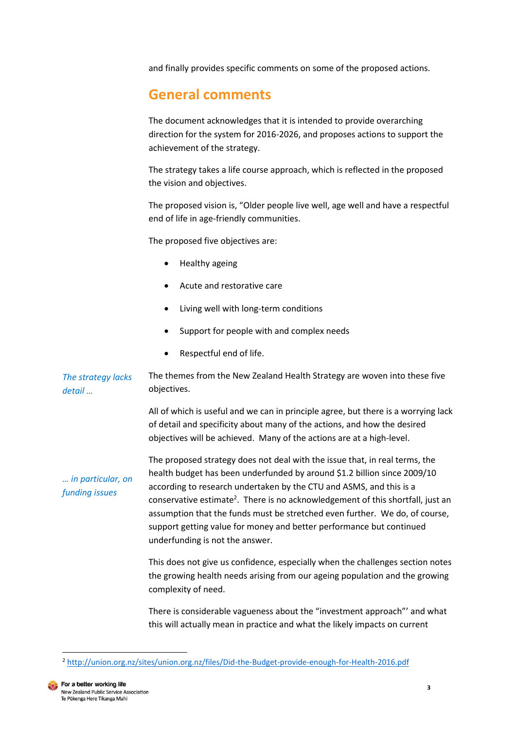and finally provides specific comments on some of the proposed actions.

## General comments

The document acknowledges that it is intended to provide overarching direction for the system for 2016-2026, and proposes actions to support the achievement of the strategy.

The strategy takes a life course approach, which is reflected in the proposed the vision and objectives.

The proposed vision is, "Older people live well, age well and have a respectful end of life in age-friendly communities.

The proposed five objectives are:

- Healthy ageing
- Acute and restorative care
- Living well with long-term conditions
- Support for people with and complex needs
- Respectful end of life.

*The strategy lacks detail …*

The themes from the New Zealand Health Strategy are woven into these five objectives.

All of which is useful and we can in principle agree, but there is a worrying lack of detail and specificity about many of the actions, and how the desired objectives will be achieved. Many of the actions are at a high-level.

*… in particular, on funding issues*

The proposed strategy does not deal with the issue that, in real terms, the health budget has been underfunded by around $1.2 billion since 2009/10 according to research undertaken by the CTU and ASMS, and this is a conservative estimate[2]. There is no acknowledgement of this shortfall, just an assumption that the funds must be stretched even further. We do, of course, support getting value for money and better performance but continued underfunding is not the answer.

This does not give us confidence, especially when the challenges section notes the growing health needs arising from our ageing population and the growing complexity of need.

There is considerable vagueness about the "investment approach"' and what this will actually mean in practice and what the likely impacts on current

[2] http://union.org.nz/sites/union.org.nz/files/Did-the-Budget-provide-enough-for-Health-2016.pdf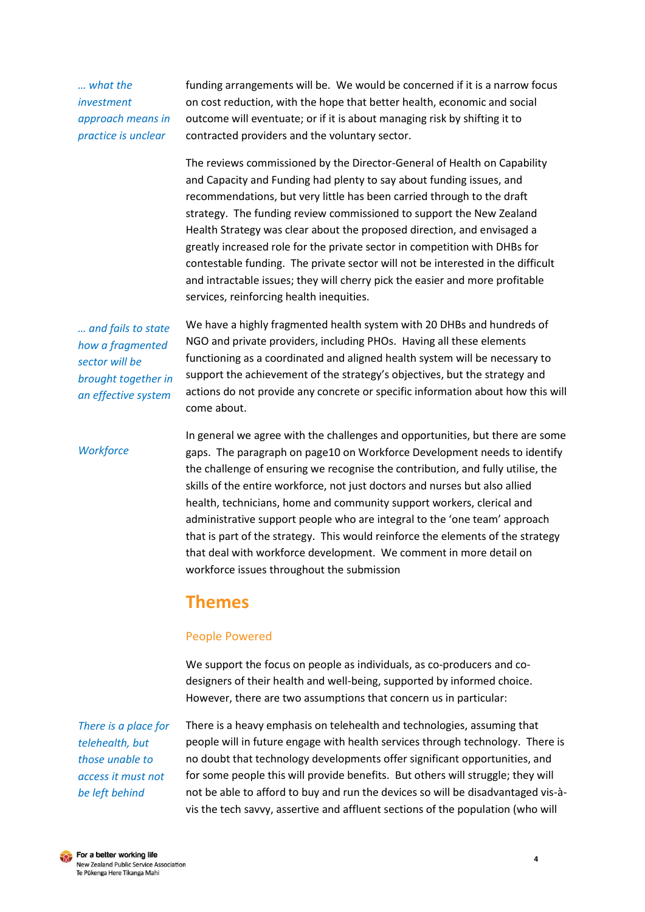*… what the investment approach means in practice is unclear*

funding arrangements will be. We would be concerned if it is a narrow focus on cost reduction, with the hope that better health, economic and social outcome will eventuate; or if it is about managing risk by shifting it to contracted providers and the voluntary sector.

The reviews commissioned by the Director-General of Health on Capability and Capacity and Funding had plenty to say about funding issues, and recommendations, but very little has been carried through to the draft strategy. The funding review commissioned to support the New Zealand Health Strategy was clear about the proposed direction, and envisaged a greatly increased role for the private sector in competition with DHBs for contestable funding. The private sector will not be interested in the difficult and intractable issues; they will cherry pick the easier and more profitable services, reinforcing health inequities.

*… and fails to state how a fragmented sector will be brought together in an effective system*

We have a highly fragmented health system with 20 DHBs and hundreds of NGO and private providers, including PHOs. Having all these elements functioning as a coordinated and aligned health system will be necessary to support the achievement of the strategy's objectives, but the strategy and actions do not provide any concrete or specific information about how this will come about.

*Workforce*

In general we agree with the challenges and opportunities, but there are some gaps. The paragraph on page10 on Workforce Development needs to identify the challenge of ensuring we recognise the contribution, and fully utilise, the skills of the entire workforce, not just doctors and nurses but also allied health, technicians, home and community support workers, clerical and administrative support people who are integral to the 'one team' approach that is part of the strategy. This would reinforce the elements of the strategy that deal with workforce development. We comment in more detail on workforce issues throughout the submission

## Themes

### People Powered

We support the focus on people as individuals, as co-producers and co-designers of their health and well-being, supported by informed choice. However, there are two assumptions that concern us in particular:

*There is a place for telehealth, but those unable to access it must not be left behind*

There is a heavy emphasis on telehealth and technologies, assuming that people will in future engage with health services through technology. There is no doubt that technology developments offer significant opportunities, and for some people this will provide benefits. But others will struggle; they will not be able to afford to buy and run the devices so will be disadvantaged vis-à-vis the tech savvy, assertive and affluent sections of the population (who will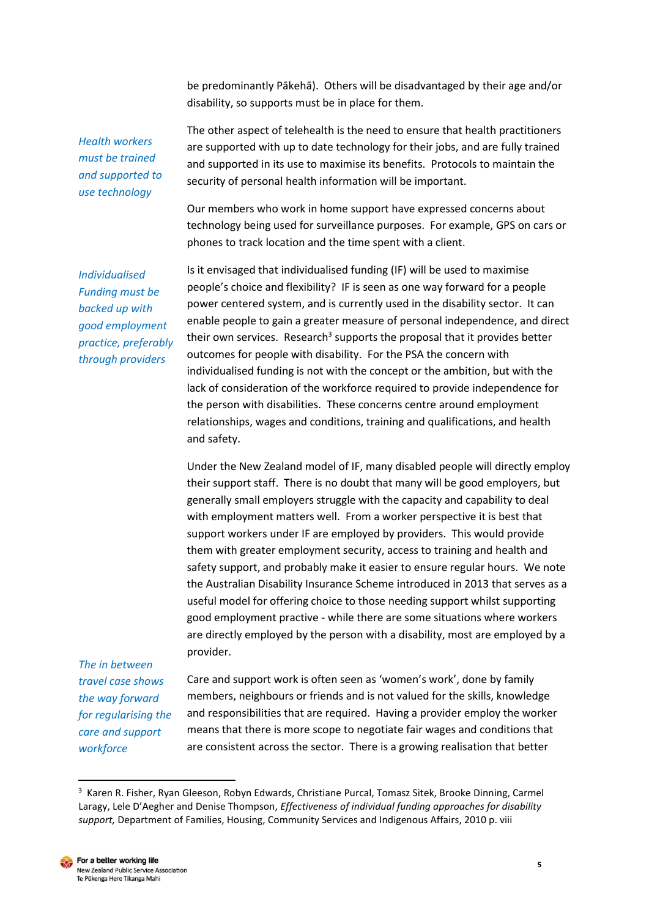be predominantly Pākehā). Others will be disadvantaged by their age and/or disability, so supports must be in place for them.

*Health workers must be trained and supported to use technology*

The other aspect of telehealth is the need to ensure that health practitioners are supported with up to date technology for their jobs, and are fully trained and supported in its use to maximise its benefits. Protocols to maintain the security of personal health information will be important.

Our members who work in home support have expressed concerns about technology being used for surveillance purposes. For example, GPS on cars or phones to track location and the time spent with a client.

*Individualised Funding must be backed up with good employment practice, preferably through providers*

Is it envisaged that individualised funding (IF) will be used to maximise people's choice and flexibility? IF is seen as one way forward for a people power centered system, and is currently used in the disability sector. It can enable people to gain a greater measure of personal independence, and direct their own services. Research[3] supports the proposal that it provides better outcomes for people with disability. For the PSA the concern with individualised funding is not with the concept or the ambition, but with the lack of consideration of the workforce required to provide independence for the person with disabilities. These concerns centre around employment relationships, wages and conditions, training and qualifications, and health and safety.

Under the New Zealand model of IF, many disabled people will directly employ their support staff. There is no doubt that many will be good employers, but generally small employers struggle with the capacity and capability to deal with employment matters well. From a worker perspective it is best that support workers under IF are employed by providers. This would provide them with greater employment security, access to training and health and safety support, and probably make it easier to ensure regular hours. We note the Australian Disability Insurance Scheme introduced in 2013 that serves as a useful model for offering choice to those needing support whilst supporting good employment practive - while there are some situations where workers are directly employed by the person with a disability, most are employed by a provider.

*The in between travel case shows the way forward for regularising the care and support workforce*

Care and support work is often seen as 'women's work', done by family members, neighbours or friends and is not valued for the skills, knowledge and responsibilities that are required. Having a provider employ the worker means that there is more scope to negotiate fair wages and conditions that are consistent across the sector. There is a growing realisation that better

---

[3] Karen R. Fisher, Ryan Gleeson, Robyn Edwards, Christiane Purcal, Tomasz Sitek, Brooke Dinning, Carmel Laragy, Lele D'Aegher and Denise Thompson, *Effectiveness of individual funding approaches for disability support,* Department of Families, Housing, Community Services and Indigenous Affairs, 2010 p. viii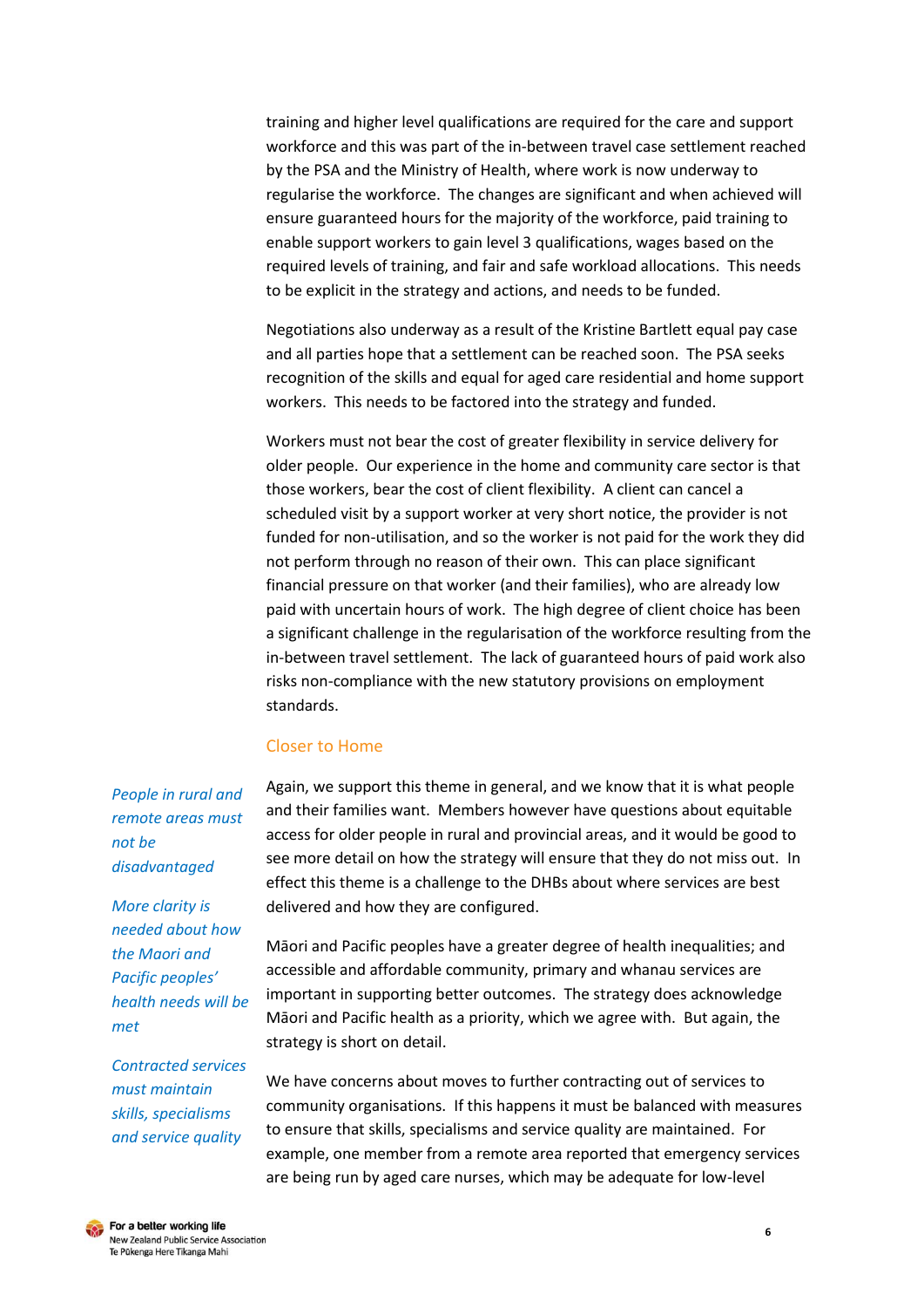training and higher level qualifications are required for the care and support workforce and this was part of the in-between travel case settlement reached by the PSA and the Ministry of Health, where work is now underway to regularise the workforce. The changes are significant and when achieved will ensure guaranteed hours for the majority of the workforce, paid training to enable support workers to gain level 3 qualifications, wages based on the required levels of training, and fair and safe workload allocations. This needs to be explicit in the strategy and actions, and needs to be funded.

Negotiations also underway as a result of the Kristine Bartlett equal pay case and all parties hope that a settlement can be reached soon. The PSA seeks recognition of the skills and equal for aged care residential and home support workers. This needs to be factored into the strategy and funded.

Workers must not bear the cost of greater flexibility in service delivery for older people. Our experience in the home and community care sector is that those workers, bear the cost of client flexibility. A client can cancel a scheduled visit by a support worker at very short notice, the provider is not funded for non-utilisation, and so the worker is not paid for the work they did not perform through no reason of their own. This can place significant financial pressure on that worker (and their families), who are already low paid with uncertain hours of work. The high degree of client choice has been a significant challenge in the regularisation of the workforce resulting from the in-between travel settlement. The lack of guaranteed hours of paid work also risks non-compliance with the new statutory provisions on employment standards.

## Closer to Home

*People in rural and remote areas must not be disadvantaged*

Again, we support this theme in general, and we know that it is what people and their families want. Members however have questions about equitable access for older people in rural and provincial areas, and it would be good to see more detail on how the strategy will ensure that they do not miss out. In effect this theme is a challenge to the DHBs about where services are best delivered and how they are configured.

*More clarity is needed about how the Maori and Pacific peoples' health needs will be met*

Māori and Pacific peoples have a greater degree of health inequalities; and accessible and affordable community, primary and whanau services are important in supporting better outcomes. The strategy does acknowledge Māori and Pacific health as a priority, which we agree with. But again, the strategy is short on detail.

*Contracted services must maintain skills, specialisms and service quality*

We have concerns about moves to further contracting out of services to community organisations. If this happens it must be balanced with measures to ensure that skills, specialisms and service quality are maintained. For example, one member from a remote area reported that emergency services are being run by aged care nurses, which may be adequate for low-level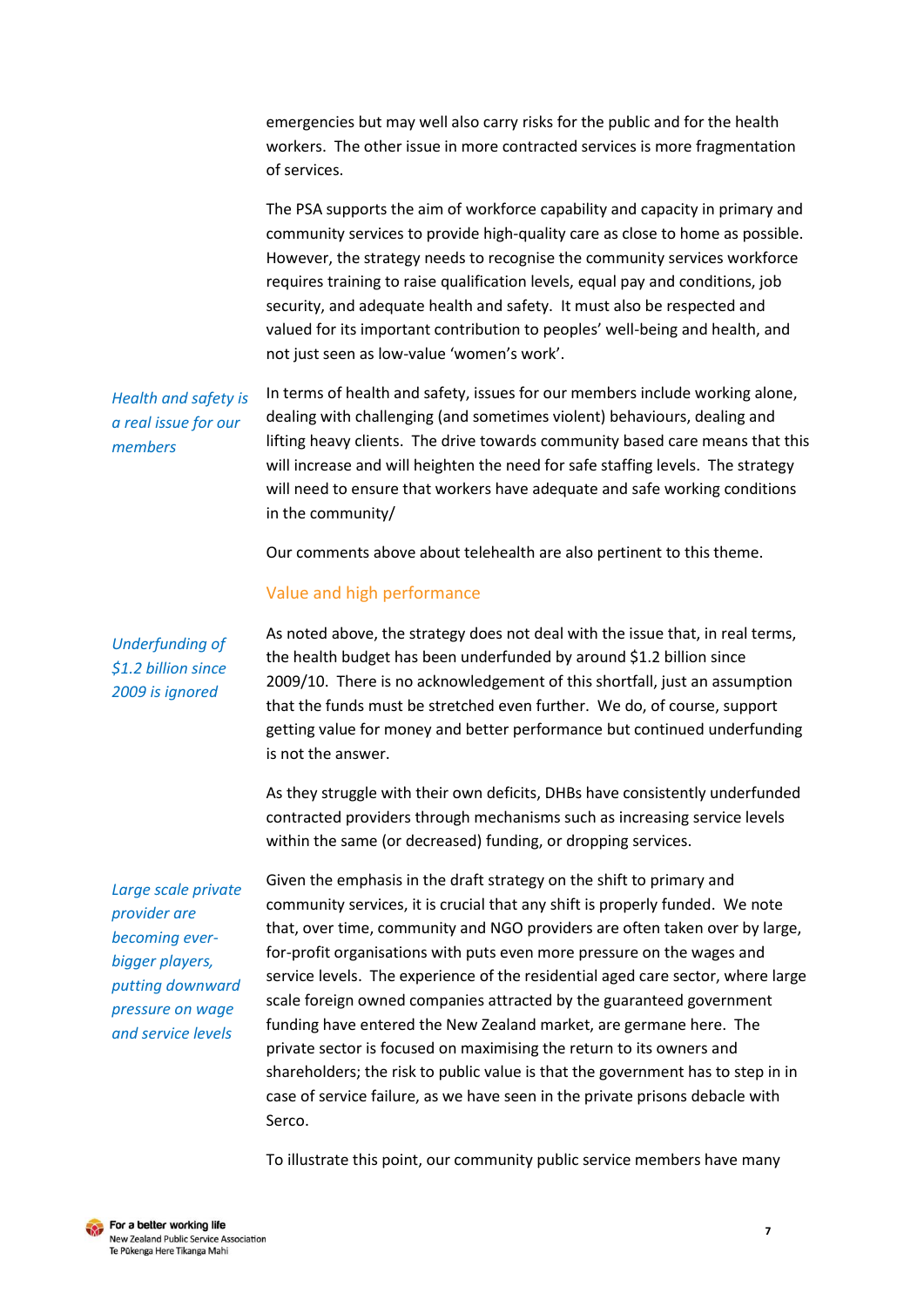emergencies but may well also carry risks for the public and for the health workers. The other issue in more contracted services is more fragmentation of services.

The PSA supports the aim of workforce capability and capacity in primary and community services to provide high-quality care as close to home as possible. However, the strategy needs to recognise the community services workforce requires training to raise qualification levels, equal pay and conditions, job security, and adequate health and safety. It must also be respected and valued for its important contribution to peoples' well-being and health, and not just seen as low-value 'women's work'.

*Health and safety is a real issue for our members*

In terms of health and safety, issues for our members include working alone, dealing with challenging (and sometimes violent) behaviours, dealing and lifting heavy clients. The drive towards community based care means that this will increase and will heighten the need for safe staffing levels. The strategy will need to ensure that workers have adequate and safe working conditions in the community/

Our comments above about telehealth are also pertinent to this theme.

### Value and high performance

*Underfunding of $1.2 billion since 2009 is ignored*

As noted above, the strategy does not deal with the issue that, in real terms, the health budget has been underfunded by around $1.2 billion since 2009/10. There is no acknowledgement of this shortfall, just an assumption that the funds must be stretched even further. We do, of course, support getting value for money and better performance but continued underfunding is not the answer.

As they struggle with their own deficits, DHBs have consistently underfunded contracted providers through mechanisms such as increasing service levels within the same (or decreased) funding, or dropping services.

*Large scale private provider are becoming ever-bigger players, putting downward pressure on wage and service levels*

Given the emphasis in the draft strategy on the shift to primary and community services, it is crucial that any shift is properly funded. We note that, over time, community and NGO providers are often taken over by large, for-profit organisations with puts even more pressure on the wages and service levels. The experience of the residential aged care sector, where large scale foreign owned companies attracted by the guaranteed government funding have entered the New Zealand market, are germane here. The private sector is focused on maximising the return to its owners and shareholders; the risk to public value is that the government has to step in in case of service failure, as we have seen in the private prisons debacle with Serco.

To illustrate this point, our community public service members have many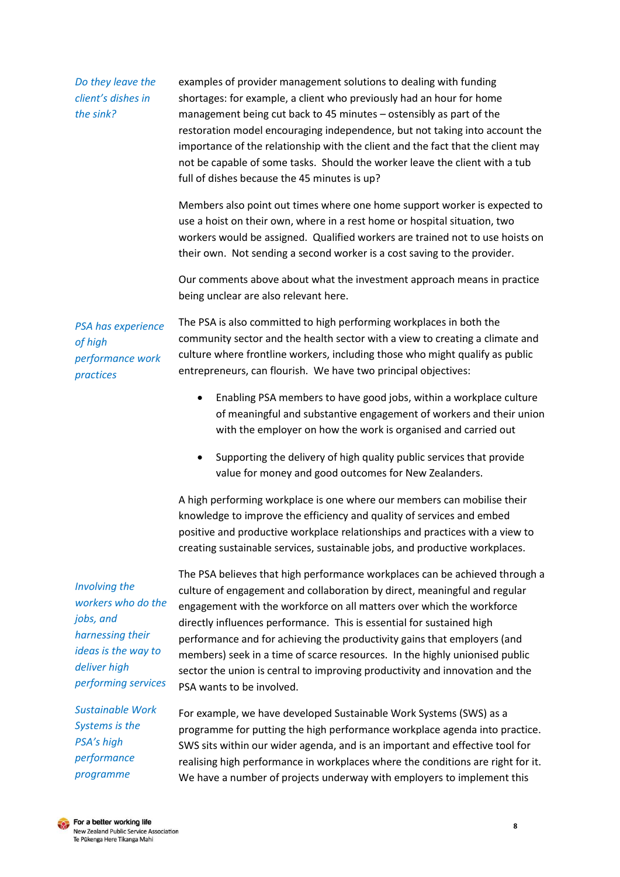*Do they leave the client's dishes in the sink?*

examples of provider management solutions to dealing with funding shortages: for example, a client who previously had an hour for home management being cut back to 45 minutes – ostensibly as part of the restoration model encouraging independence, but not taking into account the importance of the relationship with the client and the fact that the client may not be capable of some tasks. Should the worker leave the client with a tub full of dishes because the 45 minutes is up?

Members also point out times where one home support worker is expected to use a hoist on their own, where in a rest home or hospital situation, two workers would be assigned. Qualified workers are trained not to use hoists on their own. Not sending a second worker is a cost saving to the provider.

Our comments above about what the investment approach means in practice being unclear are also relevant here.

*PSA has experience of high performance work practices*

The PSA is also committed to high performing workplaces in both the community sector and the health sector with a view to creating a climate and culture where frontline workers, including those who might qualify as public entrepreneurs, can flourish. We have two principal objectives:

- Enabling PSA members to have good jobs, within a workplace culture of meaningful and substantive engagement of workers and their union with the employer on how the work is organised and carried out
- Supporting the delivery of high quality public services that provide value for money and good outcomes for New Zealanders.

A high performing workplace is one where our members can mobilise their knowledge to improve the efficiency and quality of services and embed positive and productive workplace relationships and practices with a view to creating sustainable services, sustainable jobs, and productive workplaces.

*Involving the workers who do the jobs, and harnessing their ideas is the way to deliver high performing services*

The PSA believes that high performance workplaces can be achieved through a culture of engagement and collaboration by direct, meaningful and regular engagement with the workforce on all matters over which the workforce directly influences performance. This is essential for sustained high performance and for achieving the productivity gains that employers (and members) seek in a time of scarce resources. In the highly unionised public sector the union is central to improving productivity and innovation and the PSA wants to be involved.

*Sustainable Work Systems is the PSA's high performance programme*

For example, we have developed Sustainable Work Systems (SWS) as a programme for putting the high performance workplace agenda into practice. SWS sits within our wider agenda, and is an important and effective tool for realising high performance in workplaces where the conditions are right for it. We have a number of projects underway with employers to implement this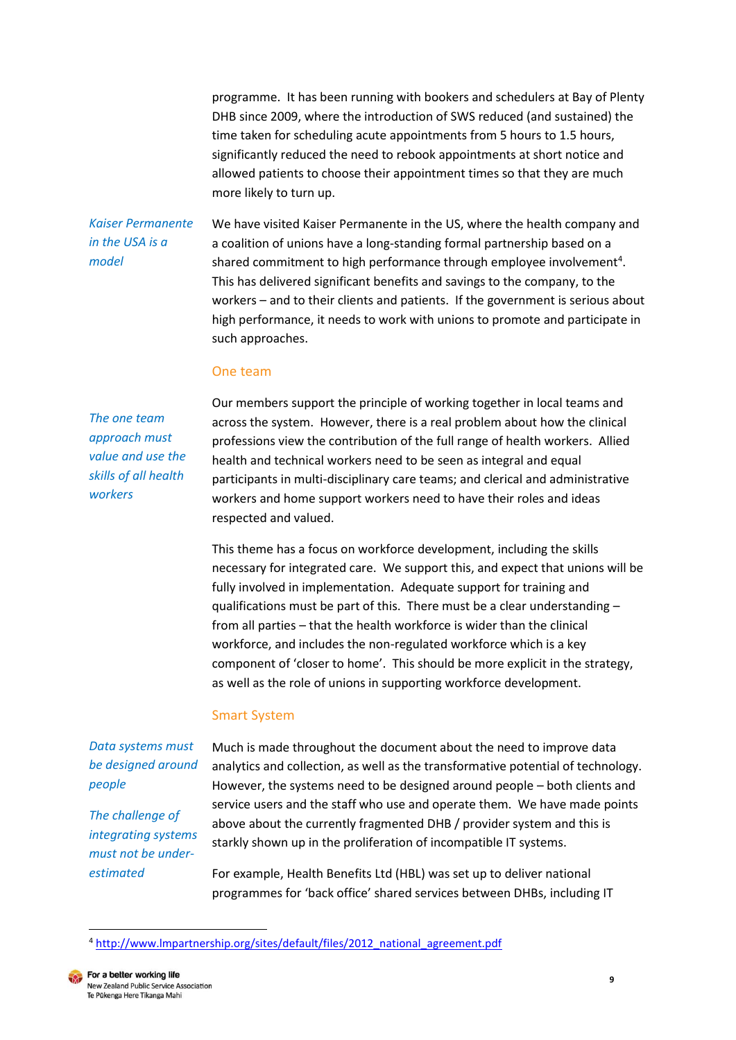programme. It has been running with bookers and schedulers at Bay of Plenty DHB since 2009, where the introduction of SWS reduced (and sustained) the time taken for scheduling acute appointments from 5 hours to 1.5 hours, significantly reduced the need to rebook appointments at short notice and allowed patients to choose their appointment times so that they are much more likely to turn up.

*Kaiser Permanente in the USA is a model*

We have visited Kaiser Permanente in the US, where the health company and a coalition of unions have a long-standing formal partnership based on a shared commitment to high performance through employee involvement[4]. This has delivered significant benefits and savings to the company, to the workers – and to their clients and patients. If the government is serious about high performance, it needs to work with unions to promote and participate in such approaches.

### One team

*The one team approach must value and use the skills of all health workers*

Our members support the principle of working together in local teams and across the system. However, there is a real problem about how the clinical professions view the contribution of the full range of health workers. Allied health and technical workers need to be seen as integral and equal participants in multi-disciplinary care teams; and clerical and administrative workers and home support workers need to have their roles and ideas respected and valued.

This theme has a focus on workforce development, including the skills necessary for integrated care. We support this, and expect that unions will be fully involved in implementation. Adequate support for training and qualifications must be part of this. There must be a clear understanding – from all parties – that the health workforce is wider than the clinical workforce, and includes the non-regulated workforce which is a key component of 'closer to home'. This should be more explicit in the strategy, as well as the role of unions in supporting workforce development.

### Smart System

*Data systems must be designed around people*

*The challenge of integrating systems must not be under-estimated*

Much is made throughout the document about the need to improve data analytics and collection, as well as the transformative potential of technology. However, the systems need to be designed around people – both clients and service users and the staff who use and operate them. We have made points above about the currently fragmented DHB / provider system and this is starkly shown up in the proliferation of incompatible IT systems.

For example, Health Benefits Ltd (HBL) was set up to deliver national programmes for 'back office' shared services between DHBs, including IT

---

[4] http://www.lmpartnership.org/sites/default/files/2012_national_agreement.pdf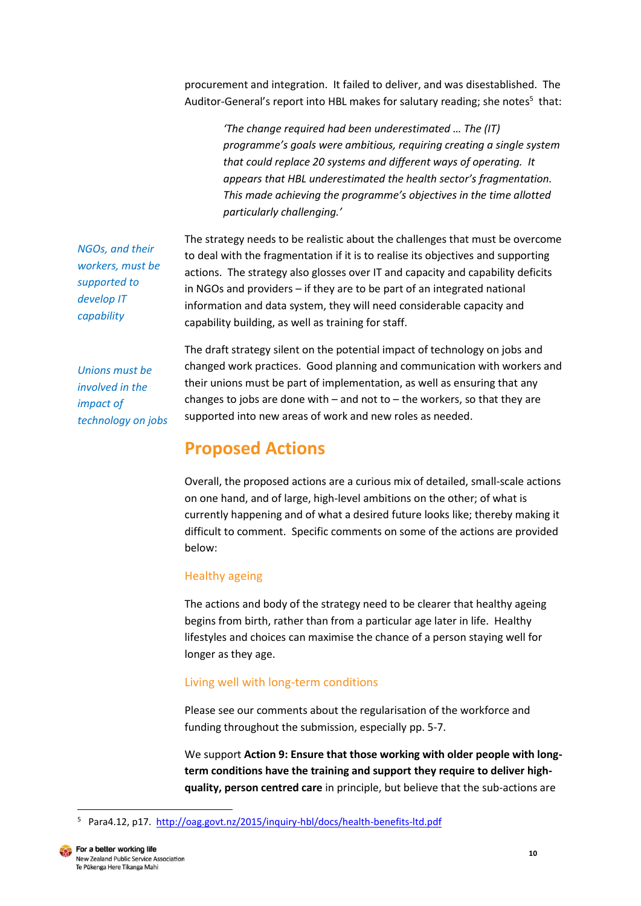procurement and integration. It failed to deliver, and was disestablished. The Auditor-General's report into HBL makes for salutary reading; she notes[5] that:

> *'The change required had been underestimated … The (IT) programme's goals were ambitious, requiring creating a single system that could replace 20 systems and different ways of operating. It appears that HBL underestimated the health sector's fragmentation. This made achieving the programme's objectives in the time allotted particularly challenging.'*

*NGOs, and their workers, must be supported to develop IT capability*

The strategy needs to be realistic about the challenges that must be overcome to deal with the fragmentation if it is to realise its objectives and supporting actions. The strategy also glosses over IT and capacity and capability deficits in NGOs and providers – if they are to be part of an integrated national information and data system, they will need considerable capacity and capability building, as well as training for staff.

*Unions must be involved in the impact of technology on jobs*

The draft strategy silent on the potential impact of technology on jobs and changed work practices. Good planning and communication with workers and their unions must be part of implementation, as well as ensuring that any changes to jobs are done with – and not to – the workers, so that they are supported into new areas of work and new roles as needed.

## Proposed Actions

Overall, the proposed actions are a curious mix of detailed, small-scale actions on one hand, and of large, high-level ambitions on the other; of what is currently happening and of what a desired future looks like; thereby making it difficult to comment. Specific comments on some of the actions are provided below:

### Healthy ageing

The actions and body of the strategy need to be clearer that healthy ageing begins from birth, rather than from a particular age later in life. Healthy lifestyles and choices can maximise the chance of a person staying well for longer as they age.

### Living well with long-term conditions

Please see our comments about the regularisation of the workforce and funding throughout the submission, especially pp. 5-7.

We support **Action 9: Ensure that those working with older people with long-term conditions have the training and support they require to deliver high-quality, person centred care** in principle, but believe that the sub-actions are

---

[5] Para4.12, p17. http://oag.govt.nz/2015/inquiry-hbl/docs/health-benefits-ltd.pdf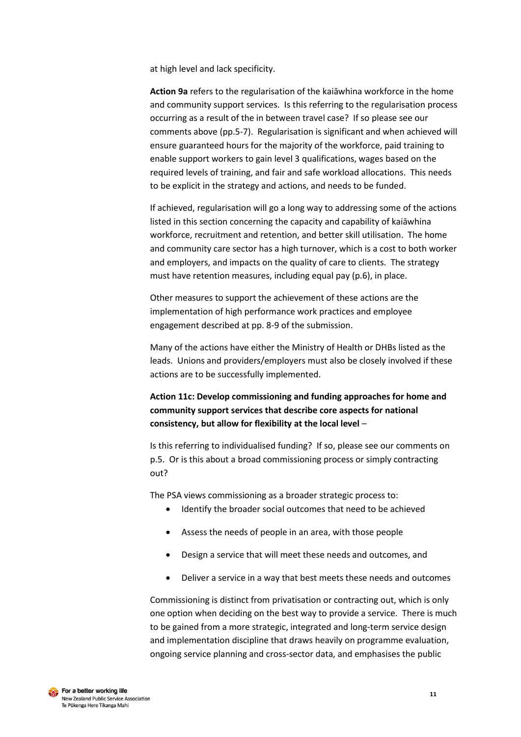at high level and lack specificity.

**Action 9a** refers to the regularisation of the kaiāwhina workforce in the home and community support services. Is this referring to the regularisation process occurring as a result of the in between travel case? If so please see our comments above (pp.5-7). Regularisation is significant and when achieved will ensure guaranteed hours for the majority of the workforce, paid training to enable support workers to gain level 3 qualifications, wages based on the required levels of training, and fair and safe workload allocations. This needs to be explicit in the strategy and actions, and needs to be funded.

If achieved, regularisation will go a long way to addressing some of the actions listed in this section concerning the capacity and capability of kaiāwhina workforce, recruitment and retention, and better skill utilisation. The home and community care sector has a high turnover, which is a cost to both worker and employers, and impacts on the quality of care to clients. The strategy must have retention measures, including equal pay (p.6), in place.

Other measures to support the achievement of these actions are the implementation of high performance work practices and employee engagement described at pp. 8-9 of the submission.

Many of the actions have either the Ministry of Health or DHBs listed as the leads. Unions and providers/employers must also be closely involved if these actions are to be successfully implemented.

**Action 11c: Develop commissioning and funding approaches for home and community support services that describe core aspects for national consistency, but allow for flexibility at the local level** –

Is this referring to individualised funding? If so, please see our comments on p.5. Or is this about a broad commissioning process or simply contracting out?

The PSA views commissioning as a broader strategic process to:

- Identify the broader social outcomes that need to be achieved
- Assess the needs of people in an area, with those people
- Design a service that will meet these needs and outcomes, and
- Deliver a service in a way that best meets these needs and outcomes

Commissioning is distinct from privatisation or contracting out, which is only one option when deciding on the best way to provide a service. There is much to be gained from a more strategic, integrated and long-term service design and implementation discipline that draws heavily on programme evaluation, ongoing service planning and cross-sector data, and emphasises the public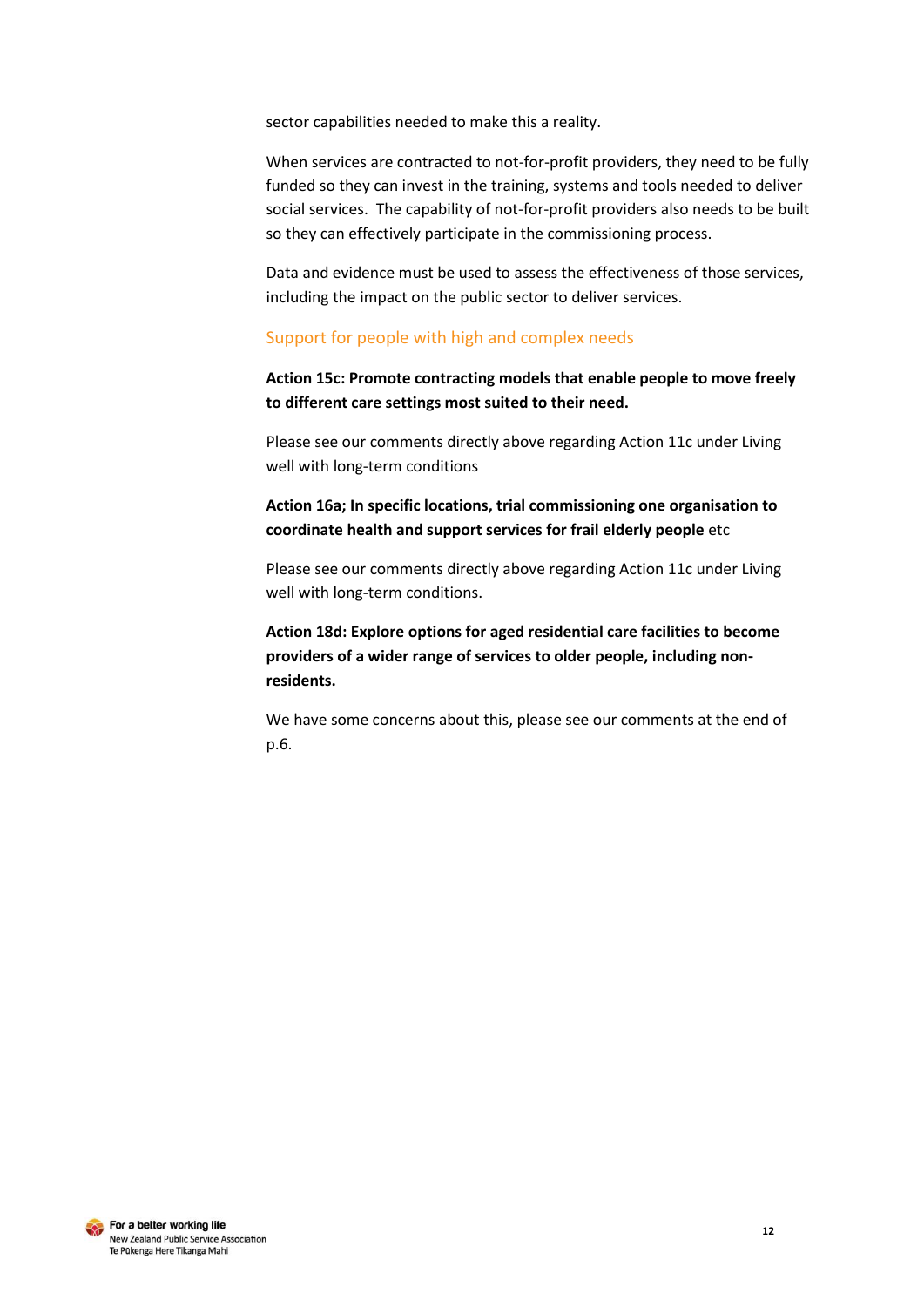sector capabilities needed to make this a reality.

When services are contracted to not-for-profit providers, they need to be fully funded so they can invest in the training, systems and tools needed to deliver social services. The capability of not-for-profit providers also needs to be built so they can effectively participate in the commissioning process.

Data and evidence must be used to assess the effectiveness of those services, including the impact on the public sector to deliver services.

## Support for people with high and complex needs

**Action 15c: Promote contracting models that enable people to move freely to different care settings most suited to their need.**

Please see our comments directly above regarding Action 11c under Living well with long-term conditions

**Action 16a; In specific locations, trial commissioning one organisation to coordinate health and support services for frail elderly people** etc

Please see our comments directly above regarding Action 11c under Living well with long-term conditions.

**Action 18d: Explore options for aged residential care facilities to become providers of a wider range of services to older people, including non-residents.**

We have some concerns about this, please see our comments at the end of p.6.